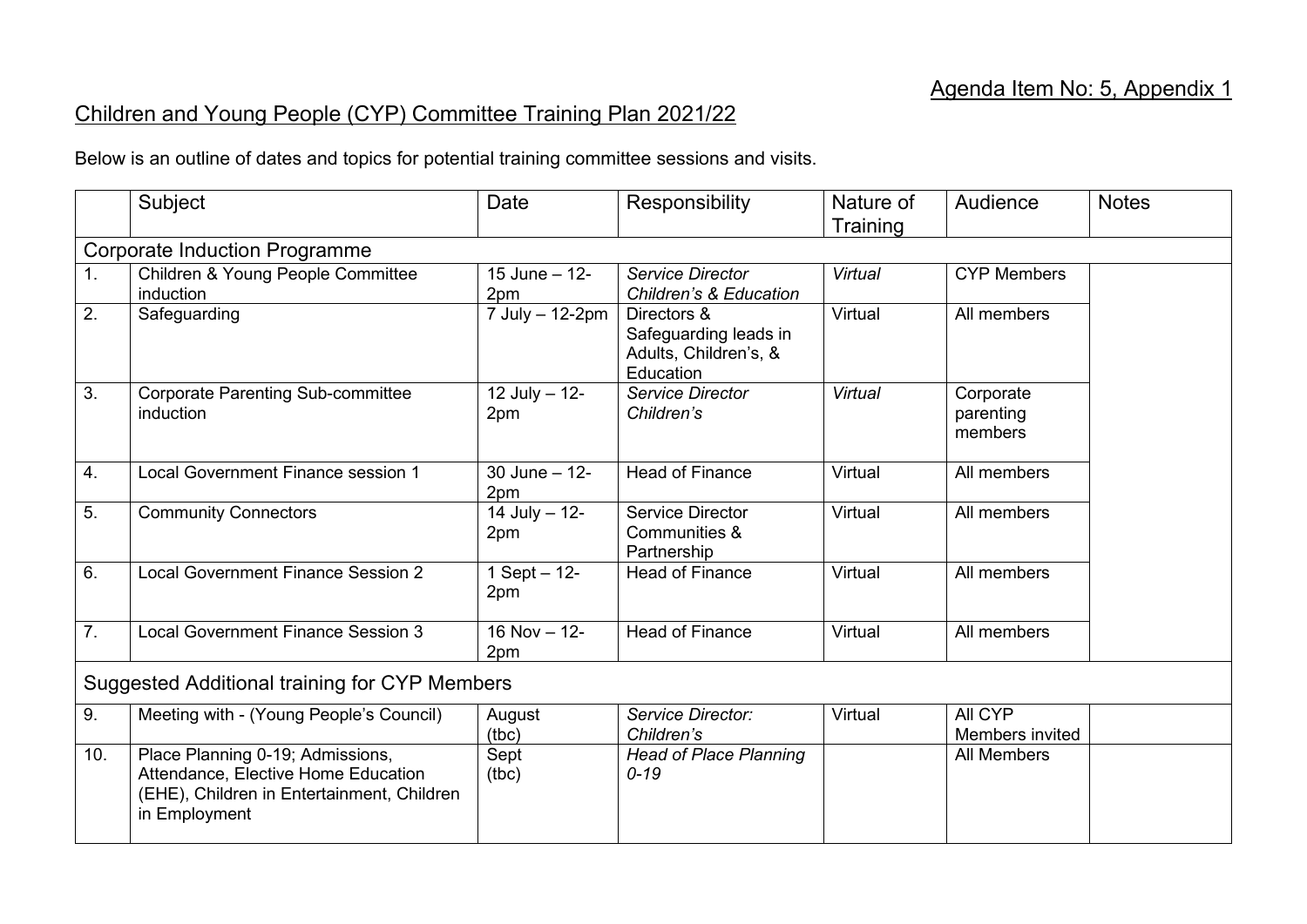Agenda Item No: 5, Appendix 1

# Children and Young People (CYP) Committee Training Plan 2021/22

Below is an outline of dates and topics for potential training committee sessions and visits.

| | Subject | Date | Responsibility | Nature of Training | Audience | Notes |
|---|---|---|---|---|---|---|
| Corporate Induction Programme | | | | | | |
| 1. | Children & Young People Committee induction | 15 June – 12-2pm | *Service Director Children's & Education* | *Virtual* | CYP Members | |
| 2. | Safeguarding | 7 July – 12-2pm | Directors & Safeguarding leads in Adults, Children's, & Education | Virtual | All members | |
| 3. | Corporate Parenting Sub-committee induction | 12 July – 12-2pm | *Service Director Children's* | *Virtual* | Corporate parenting members | |
| 4. | Local Government Finance session 1 | 30 June – 12-2pm | Head of Finance | Virtual | All members | |
| 5. | Community Connectors | 14 July – 12-2pm | Service Director Communities & Partnership | Virtual | All members | |
| 6. | Local Government Finance Session 2 | 1 Sept – 12-2pm | Head of Finance | Virtual | All members | |
| 7. | Local Government Finance Session 3 | 16 Nov – 12-2pm | Head of Finance | Virtual | All members | |
| Suggested Additional training for CYP Members | | | | | | |
| 9. | Meeting with - (Young People's Council) | August (tbc) | *Service Director: Children's* | Virtual | All CYP Members invited | |
| 10. | Place Planning 0-19; Admissions, Attendance, Elective Home Education (EHE), Children in Entertainment, Children in Employment | Sept (tbc) | *Head of Place Planning 0-19* | | All Members | |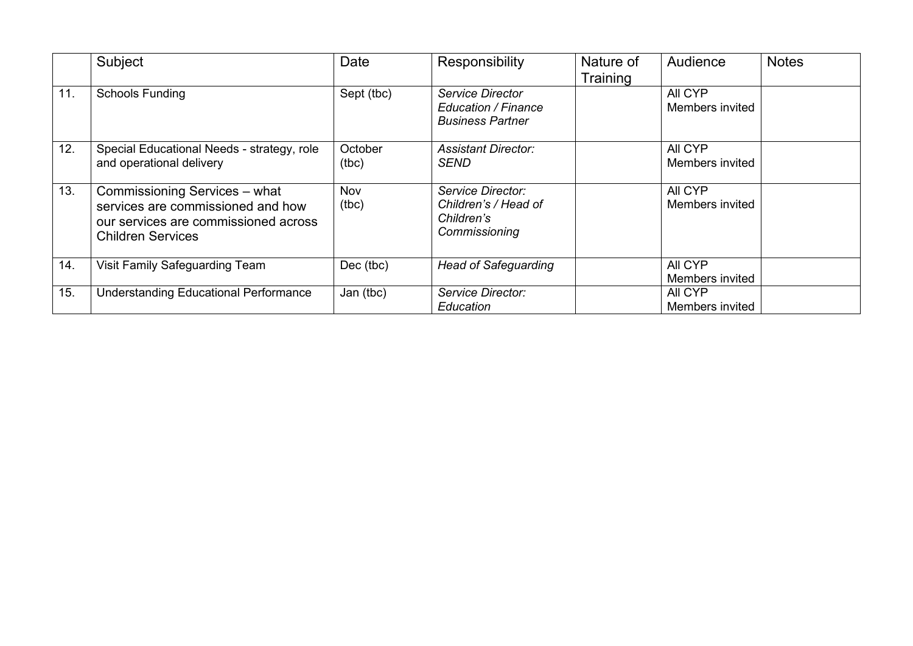| | Subject | Date | Responsibility | Nature of Training | Audience | Notes |
|---|---|---|---|---|---|---|
| 11. | Schools Funding | Sept (tbc) | *Service Director Education / Finance Business Partner* | | All CYP Members invited | |
| 12. | Special Educational Needs - strategy, role and operational delivery | October (tbc) | *Assistant Director: SEND* | | All CYP Members invited | |
| 13. | Commissioning Services – what services are commissioned and how our services are commissioned across Children Services | Nov (tbc) | *Service Director: Children's / Head of Children's Commissioning* | | All CYP Members invited | |
| 14. | Visit Family Safeguarding Team | Dec (tbc) | *Head of Safeguarding* | | All CYP Members invited | |
| 15. | Understanding Educational Performance | Jan (tbc) | *Service Director: Education* | | All CYP Members invited | |